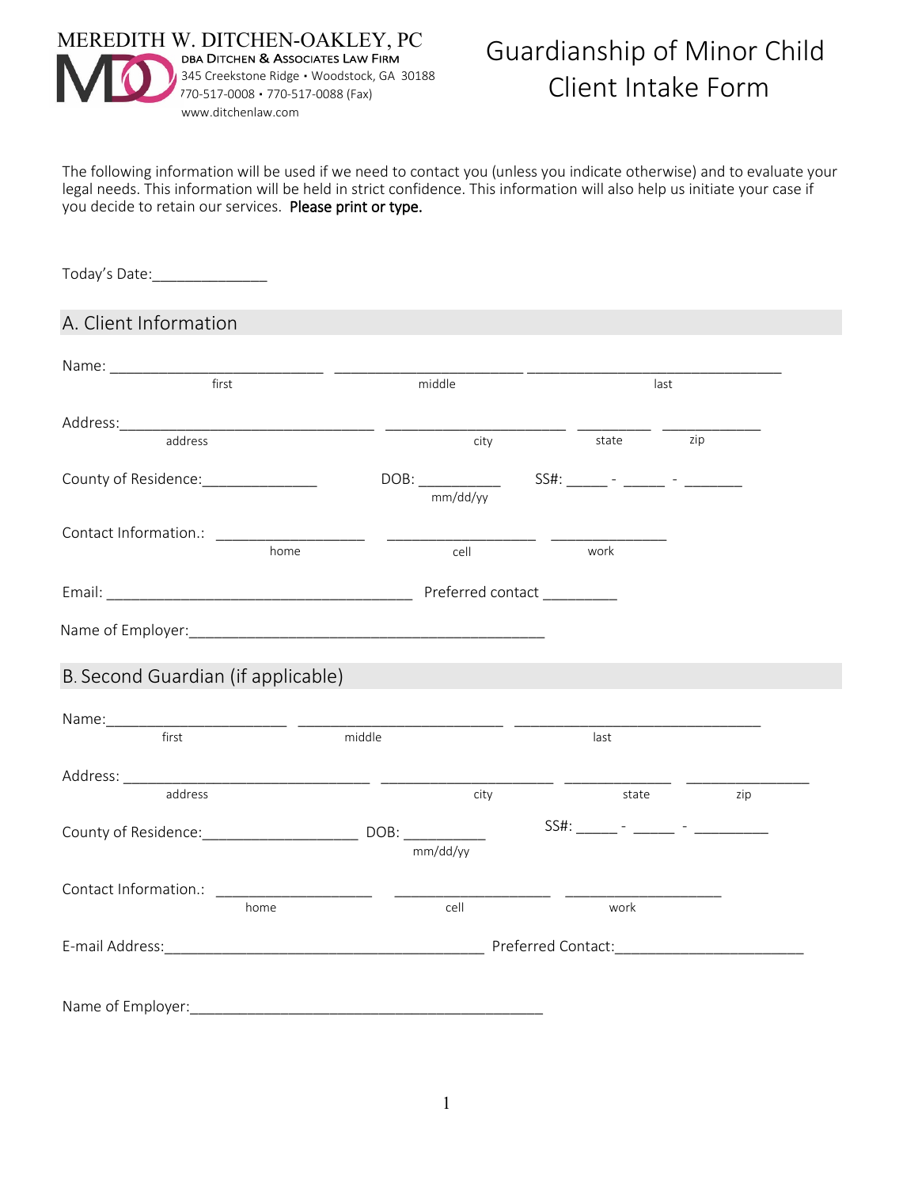MEREDITH W. DITCHEN-OAKLEY, PC
DBA DITCHEN & ASSOCIATES LAW FIRM
345 Creekstone Ridge • Woodstock, GA 30188
770-517-0008 • 770-517-0088 (Fax)
www.ditchenlaw.com

# Guardianship of Minor Child Client Intake Form

The following information will be used if we need to contact you (unless you indicate otherwise) and to evaluate your legal needs. This information will be held in strict confidence. This information will also help us initiate your case if you decide to retain our services. **Please print or type.**

Today's Date:______________

## A. Client Information

Name: __________________________ ______________________ ______________________________
first middle last

Address:_______________________________ _____________________ _________ ___________
address city state zip

County of Residence:______________ DOB: __________ SS#: _____ - _____ - _______
mm/dd/yy

Contact Information.: __________________ __________________ ______________
home cell work

Email: _____________________________________ Preferred contact _________

Name of Employer:___________________________________________

## B. Second Guardian (if applicable)

Name:_____________________ ________________________ _____________________________
first middle last

Address: _____________________________ ____________________ ____________ ______________
address city state zip

County of Residence:___________________ DOB: __________ SS#: _____ - _____ - _________
mm/dd/yy

Contact Information.: __________________ __________________ __________________
home cell work

E-mail Address:______________________________________ Preferred Contact:______________________

Name of Employer:___________________________________________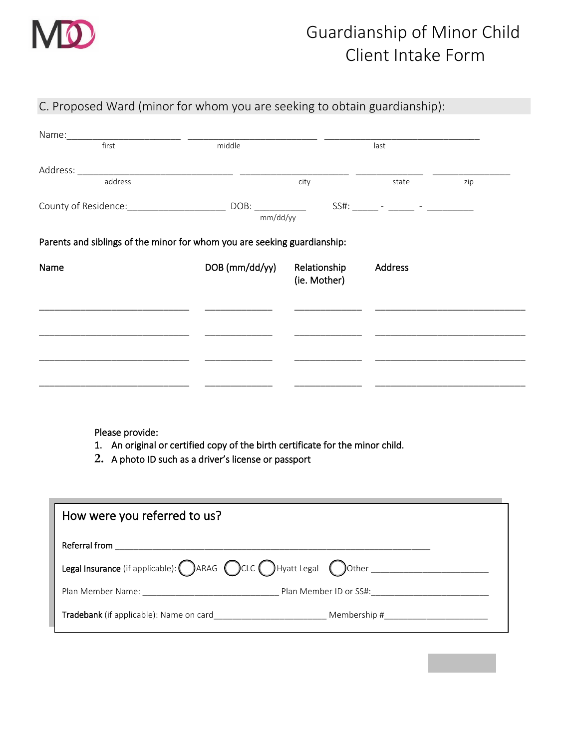# Guardianship of Minor Child Client Intake Form

## C. Proposed Ward (minor for whom you are seeking to obtain guardianship):

Name:______________________ ________________________ ______________________________
first middle last

Address: ______________________________ _____________________ _____________ _______________
address city state zip

County of Residence:___________________ DOB: __________ SS#: _____ - _____ - _________
mm/dd/yy

**Parents and siblings of the minor for whom you are seeking guardianship:**

| Name | DOB (mm/dd/yy) | Relationship (ie. Mother) | Address |
|---|---|---|---|
| | | | |
| | | | |
| | | | |
| | | | |

Please provide:
1. An original or certified copy of the birth certificate for the minor child.
2. A photo ID such as a driver's license or passport

### How were you referred to us?

**Referral from** ____________________________________________________________

**Legal Insurance** (if applicable): ◯ ARAG ◯ CLC ◯ Hyatt Legal ◯ Other ________________________

Plan Member Name: ___________________________ Plan Member ID or SS#:________________________

**Tradebank** (if applicable): Name on card______________________ Membership #_____________________